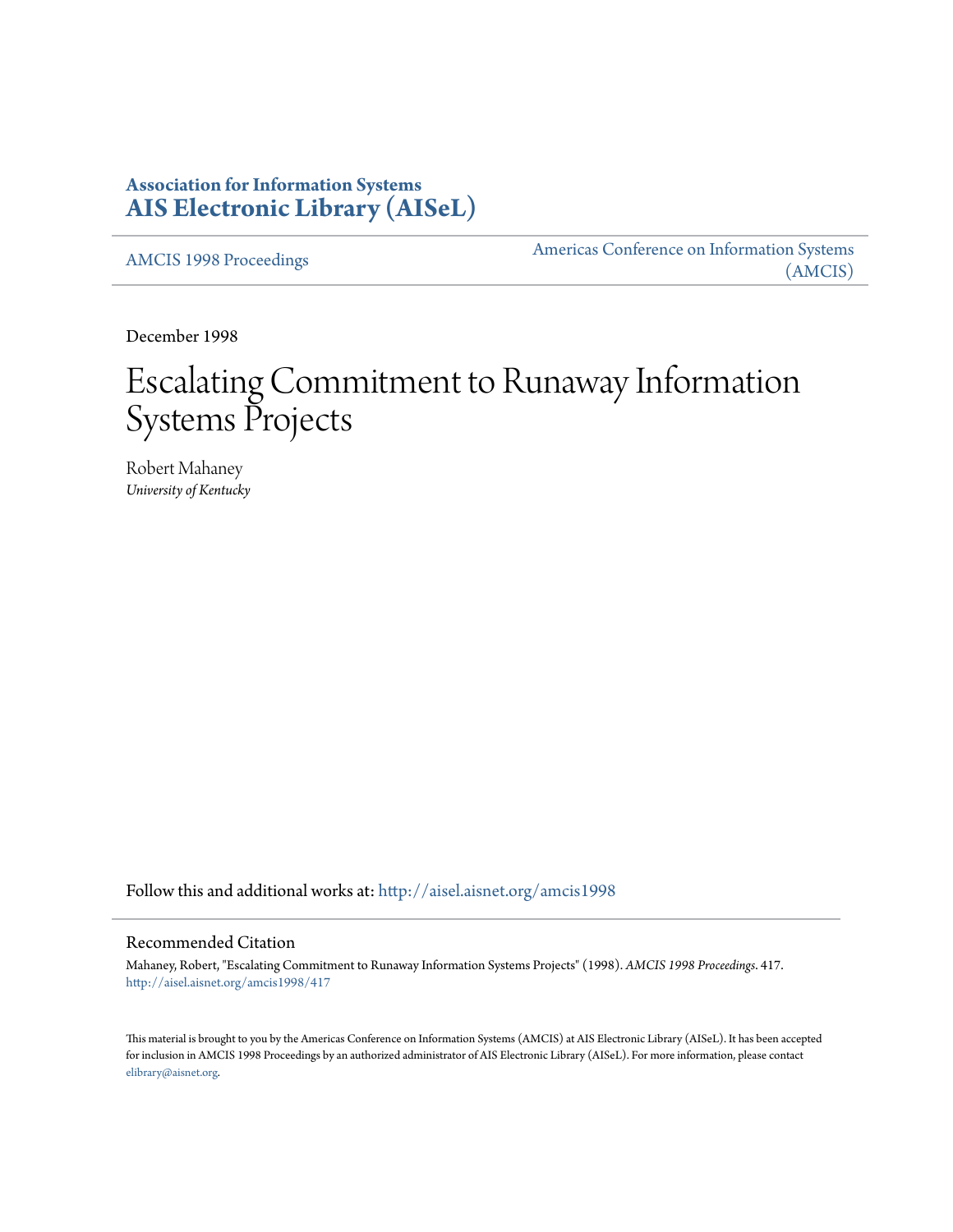**Association for Information Systems**
**AIS Electronic Library (AISeL)**

AMCIS 1998 Proceedings

Americas Conference on Information Systems (AMCIS)

December 1998

# Escalating Commitment to Runaway Information Systems Projects

Robert Mahaney
*University of Kentucky*

Follow this and additional works at: http://aisel.aisnet.org/amcis1998

## Recommended Citation

Mahaney, Robert, "Escalating Commitment to Runaway Information Systems Projects" (1998). *AMCIS 1998 Proceedings*. 417.
http://aisel.aisnet.org/amcis1998/417

This material is brought to you by the Americas Conference on Information Systems (AMCIS) at AIS Electronic Library (AISeL). It has been accepted for inclusion in AMCIS 1998 Proceedings by an authorized administrator of AIS Electronic Library (AISeL). For more information, please contact elibrary@aisnet.org.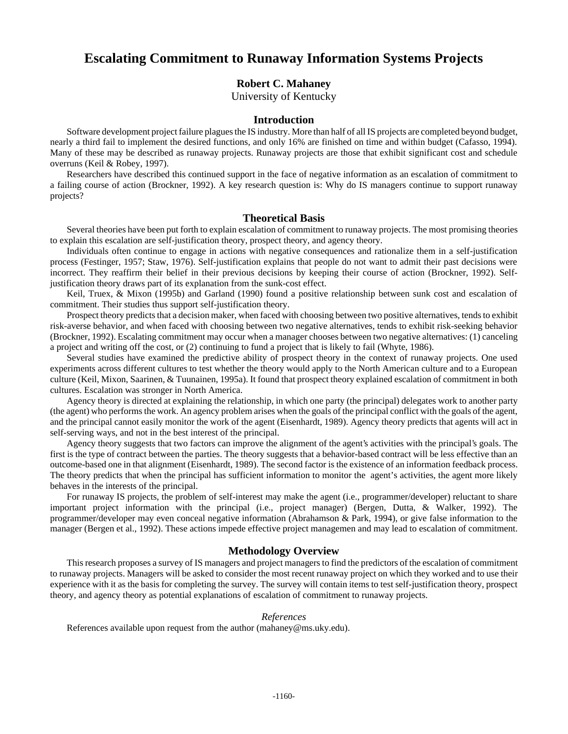# Escalating Commitment to Runaway Information Systems Projects

**Robert C. Mahaney**
University of Kentucky

## Introduction

Software development project failure plagues the IS industry. More than half of all IS projects are completed beyond budget, nearly a third fail to implement the desired functions, and only 16% are finished on time and within budget (Cafasso, 1994). Many of these may be described as runaway projects. Runaway projects are those that exhibit significant cost and schedule overruns (Keil & Robey, 1997).

Researchers have described this continued support in the face of negative information as an escalation of commitment to a failing course of action (Brockner, 1992). A key research question is: Why do IS managers continue to support runaway projects?

## Theoretical Basis

Several theories have been put forth to explain escalation of commitment to runaway projects. The most promising theories to explain this escalation are self-justification theory, prospect theory, and agency theory.

Individuals often continue to engage in actions with negative consequences and rationalize them in a self-justification process (Festinger, 1957; Staw, 1976). Self-justification explains that people do not want to admit their past decisions were incorrect. They reaffirm their belief in their previous decisions by keeping their course of action (Brockner, 1992). Self-justification theory draws part of its explanation from the sunk-cost effect.

Keil, Truex, & Mixon (1995b) and Garland (1990) found a positive relationship between sunk cost and escalation of commitment. Their studies thus support self-justification theory.

Prospect theory predicts that a decision maker, when faced with choosing between two positive alternatives, tends to exhibit risk-averse behavior, and when faced with choosing between two negative alternatives, tends to exhibit risk-seeking behavior (Brockner, 1992). Escalating commitment may occur when a manager chooses between two negative alternatives: (1) canceling a project and writing off the cost, or (2) continuing to fund a project that is likely to fail (Whyte, 1986).

Several studies have examined the predictive ability of prospect theory in the context of runaway projects. One used experiments across different cultures to test whether the theory would apply to the North American culture and to a European culture (Keil, Mixon, Saarinen, & Tuunainen, 1995a). It found that prospect theory explained escalation of commitment in both cultures. Escalation was stronger in North America.

Agency theory is directed at explaining the relationship, in which one party (the principal) delegates work to another party (the agent) who performs the work. An agency problem arises when the goals of the principal conflict with the goals of the agent, and the principal cannot easily monitor the work of the agent (Eisenhardt, 1989). Agency theory predicts that agents will act in self-serving ways, and not in the best interest of the principal.

Agency theory suggests that two factors can improve the alignment of the agent's activities with the principal's goals. The first is the type of contract between the parties. The theory suggests that a behavior-based contract will be less effective than an outcome-based one in that alignment (Eisenhardt, 1989). The second factor is the existence of an information feedback process. The theory predicts that when the principal has sufficient information to monitor the agent's activities, the agent more likely behaves in the interests of the principal.

For runaway IS projects, the problem of self-interest may make the agent (i.e., programmer/developer) reluctant to share important project information with the principal (i.e., project manager) (Bergen, Dutta, & Walker, 1992). The programmer/developer may even conceal negative information (Abrahamson & Park, 1994), or give false information to the manager (Bergen et al., 1992). These actions impede effective project managemen and may lead to escalation of commitment.

## Methodology Overview

This research proposes a survey of IS managers and project managers to find the predictors of the escalation of commitment to runaway projects. Managers will be asked to consider the most recent runaway project on which they worked and to use their experience with it as the basis for completing the survey. The survey will contain items to test self-justification theory, prospect theory, and agency theory as potential explanations of escalation of commitment to runaway projects.

### *References*

References available upon request from the author (mahaney@ms.uky.edu).